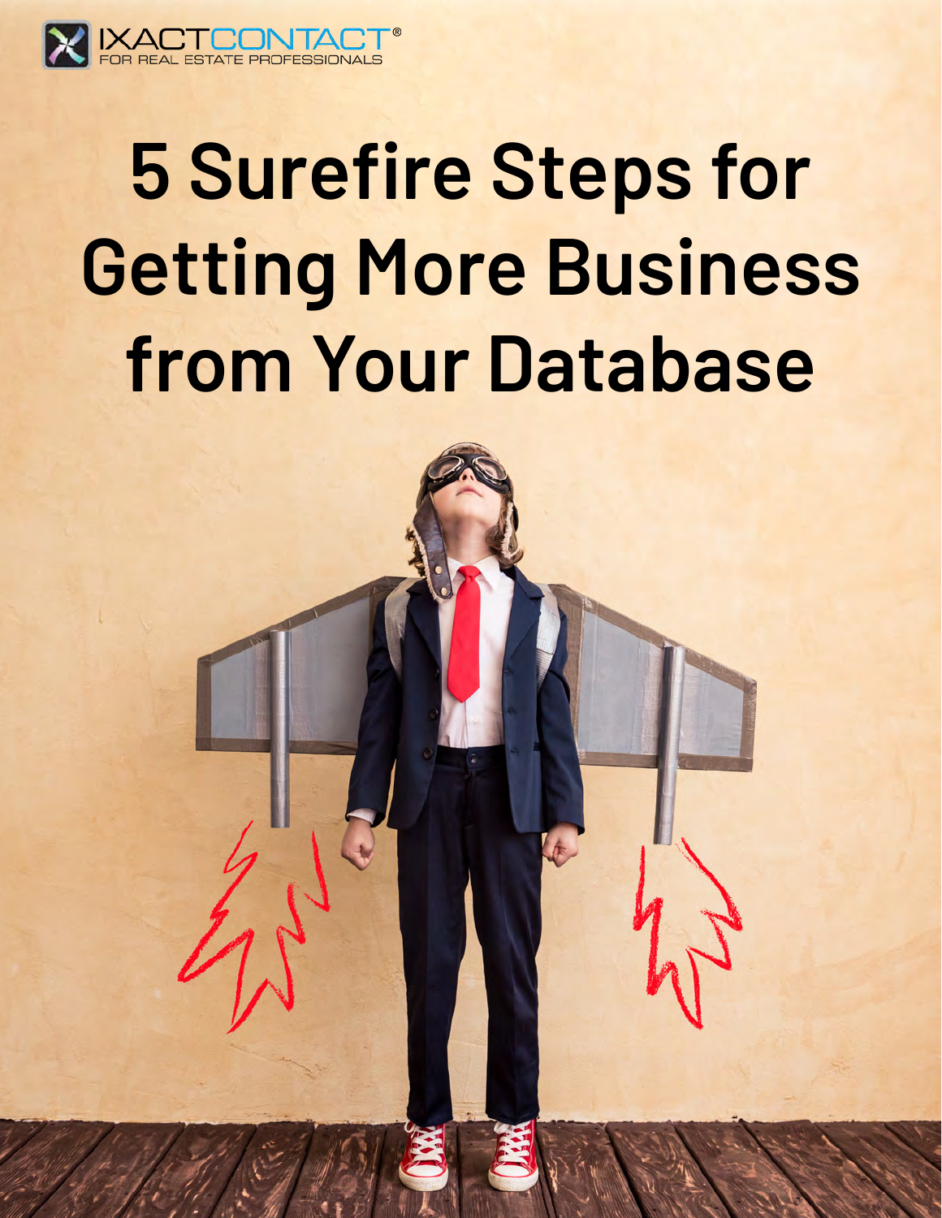IXACTCONTACT®
FOR REAL ESTATE PROFESSIONALS

# 5 Surefire Steps for Getting More Business from Your Database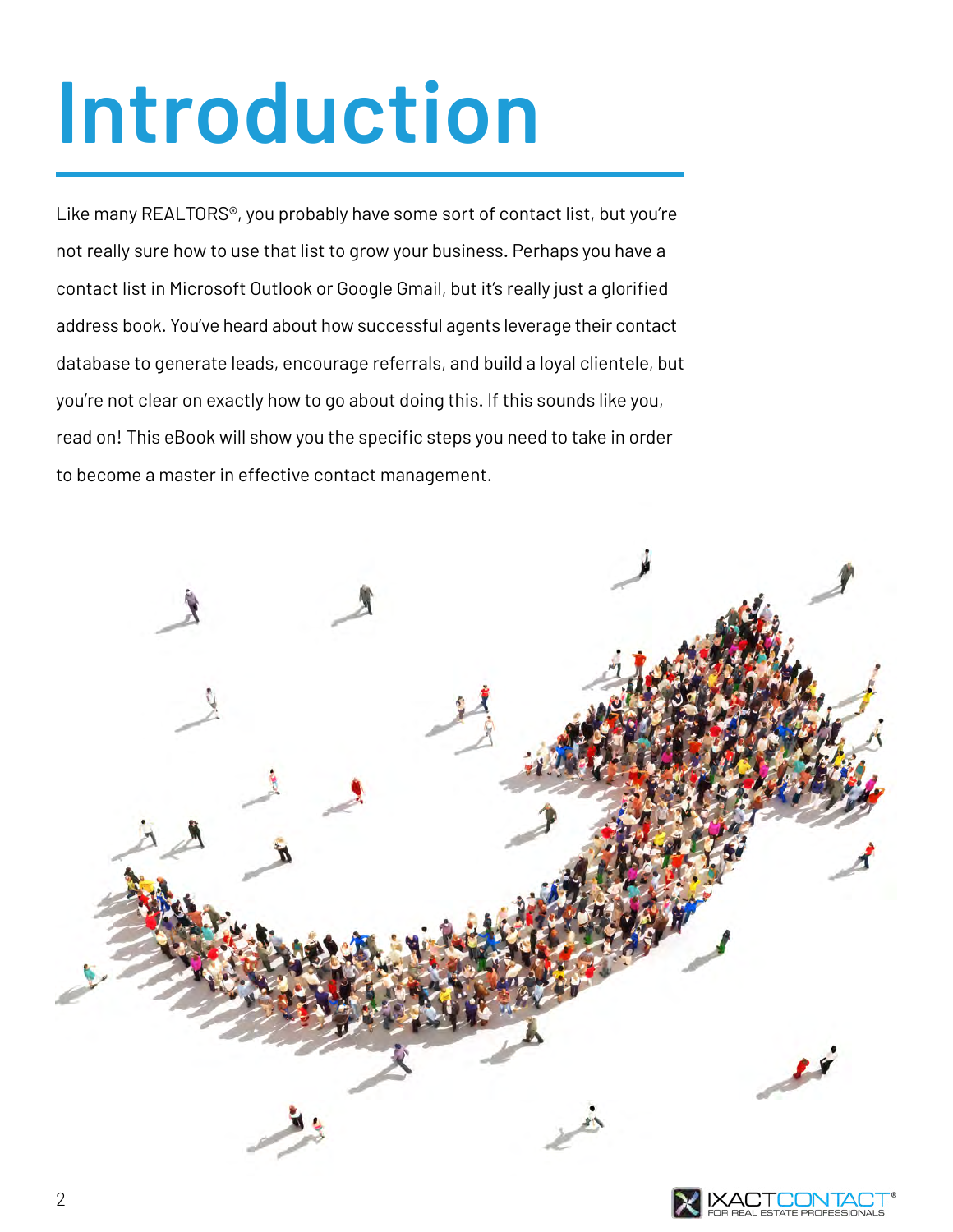# Introduction

Like many REALTORS®, you probably have some sort of contact list, but you're not really sure how to use that list to grow your business. Perhaps you have a contact list in Microsoft Outlook or Google Gmail, but it's really just a glorified address book. You've heard about how successful agents leverage their contact database to generate leads, encourage referrals, and build a loyal clientele, but you're not clear on exactly how to go about doing this. If this sounds like you, read on! This eBook will show you the specific steps you need to take in order to become a master in effective contact management.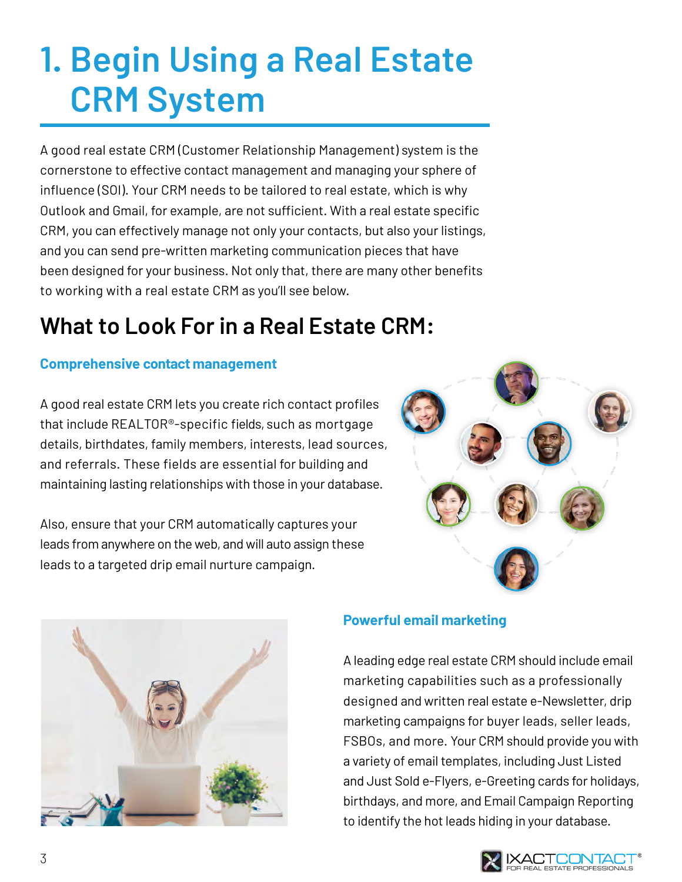# 1. Begin Using a Real Estate CRM System

A good real estate CRM (Customer Relationship Management) system is the cornerstone to effective contact management and managing your sphere of influence (SOI). Your CRM needs to be tailored to real estate, which is why Outlook and Gmail, for example, are not sufficient. With a real estate specific CRM, you can effectively manage not only your contacts, but also your listings, and you can send pre-written marketing communication pieces that have been designed for your business. Not only that, there are many other benefits to working with a real estate CRM as you'll see below.

## What to Look For in a Real Estate CRM:

### Comprehensive contact management

A good real estate CRM lets you create rich contact profiles that include REALTOR®-specific fields, such as mortgage details, birthdates, family members, interests, lead sources, and referrals. These fields are essential for building and maintaining lasting relationships with those in your database.

Also, ensure that your CRM automatically captures your leads from anywhere on the web, and will auto assign these leads to a targeted drip email nurture campaign.

### Powerful email marketing

A leading edge real estate CRM should include email marketing capabilities such as a professionally designed and written real estate e-Newsletter, drip marketing campaigns for buyer leads, seller leads, FSBOs, and more. Your CRM should provide you with a variety of email templates, including Just Listed and Just Sold e-Flyers, e-Greeting cards for holidays, birthdays, and more, and Email Campaign Reporting to identify the hot leads hiding in your database.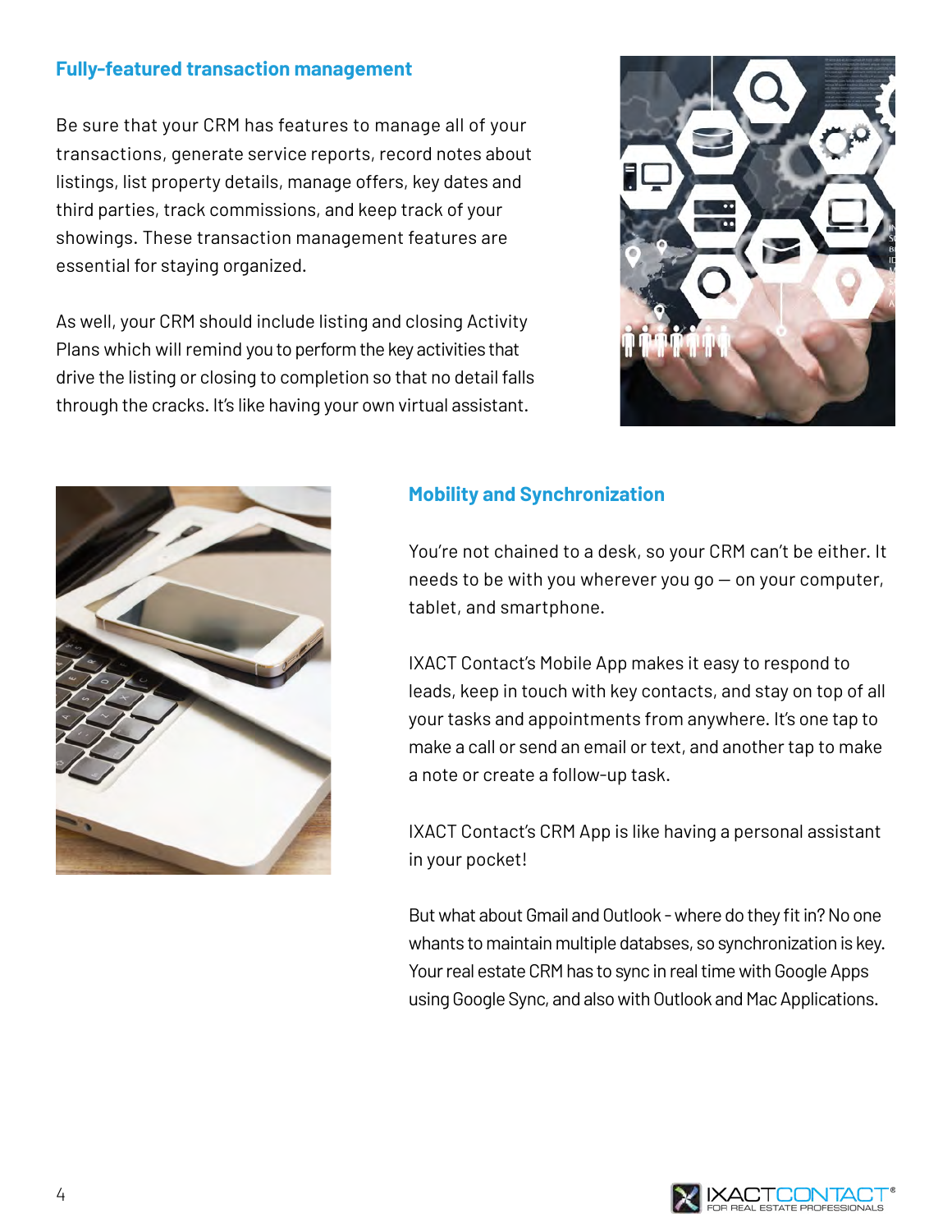## Fully-featured transaction management

Be sure that your CRM has features to manage all of your transactions, generate service reports, record notes about listings, list property details, manage offers, key dates and third parties, track commissions, and keep track of your showings. These transaction management features are essential for staying organized.

As well, your CRM should include listing and closing Activity Plans which will remind you to perform the key activities that drive the listing or closing to completion so that no detail falls through the cracks. It's like having your own virtual assistant.

## Mobility and Synchronization

You're not chained to a desk, so your CRM can't be either. It needs to be with you wherever you go — on your computer, tablet, and smartphone.

IXACT Contact's Mobile App makes it easy to respond to leads, keep in touch with key contacts, and stay on top of all your tasks and appointments from anywhere. It's one tap to make a call or send an email or text, and another tap to make a note or create a follow-up task.

IXACT Contact's CRM App is like having a personal assistant in your pocket!

But what about Gmail and Outlook - where do they fit in? No one whants to maintain multiple databses, so synchronization is key. Your real estate CRM has to sync in real time with Google Apps using Google Sync, and also with Outlook and Mac Applications.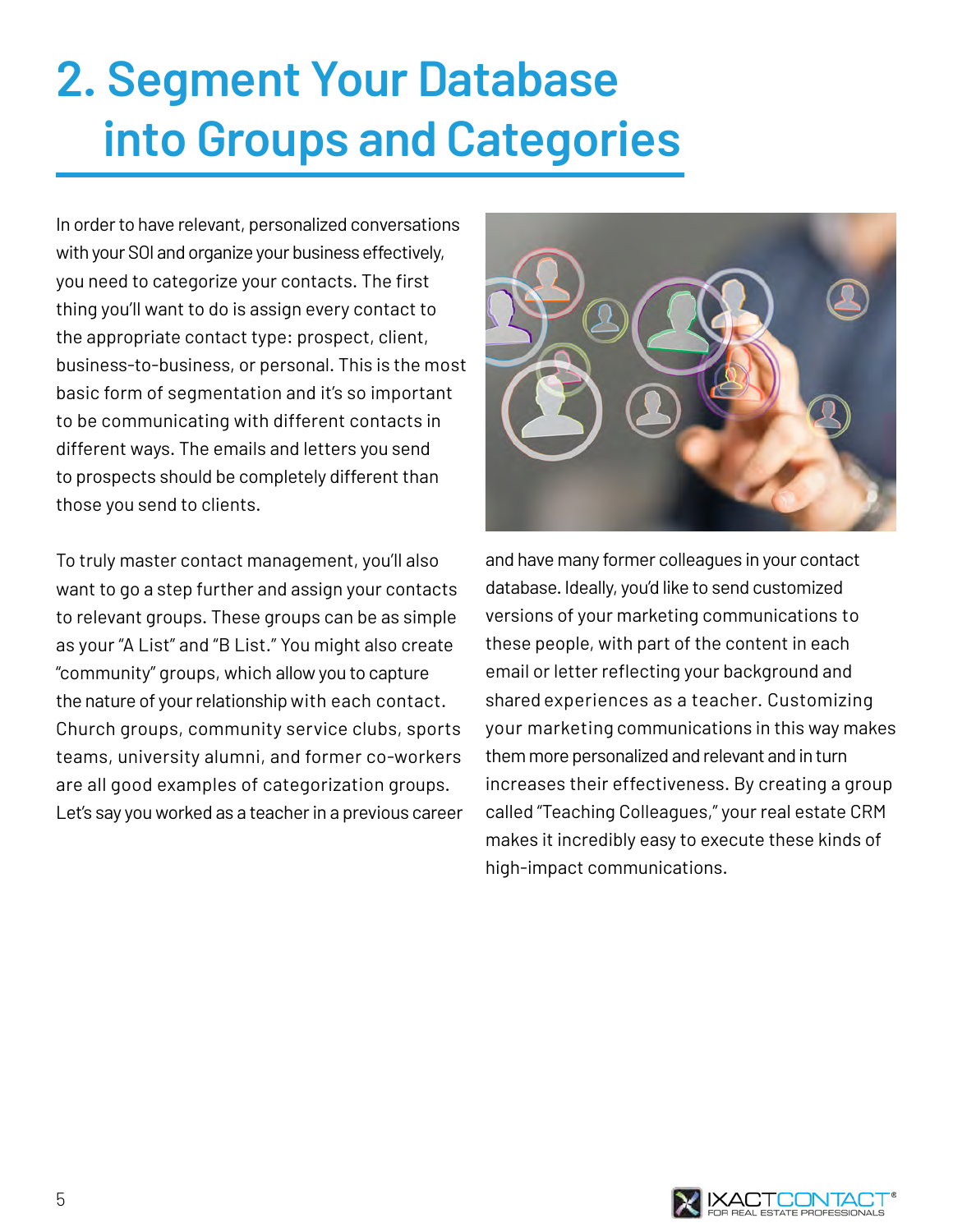# 2. Segment Your Database into Groups and Categories

In order to have relevant, personalized conversations with your SOI and organize your business effectively, you need to categorize your contacts. The first thing you'll want to do is assign every contact to the appropriate contact type: prospect, client, business-to-business, or personal. This is the most basic form of segmentation and it's so important to be communicating with different contacts in different ways. The emails and letters you send to prospects should be completely different than those you send to clients.

To truly master contact management, you'll also want to go a step further and assign your contacts to relevant groups. These groups can be as simple as your "A List" and "B List." You might also create "community" groups, which allow you to capture the nature of your relationship with each contact. Church groups, community service clubs, sports teams, university alumni, and former co-workers are all good examples of categorization groups. Let's say you worked as a teacher in a previous career and have many former colleagues in your contact database. Ideally, you'd like to send customized versions of your marketing communications to these people, with part of the content in each email or letter reflecting your background and shared experiences as a teacher. Customizing your marketing communications in this way makes them more personalized and relevant and in turn increases their effectiveness. By creating a group called "Teaching Colleagues," your real estate CRM makes it incredibly easy to execute these kinds of high-impact communications.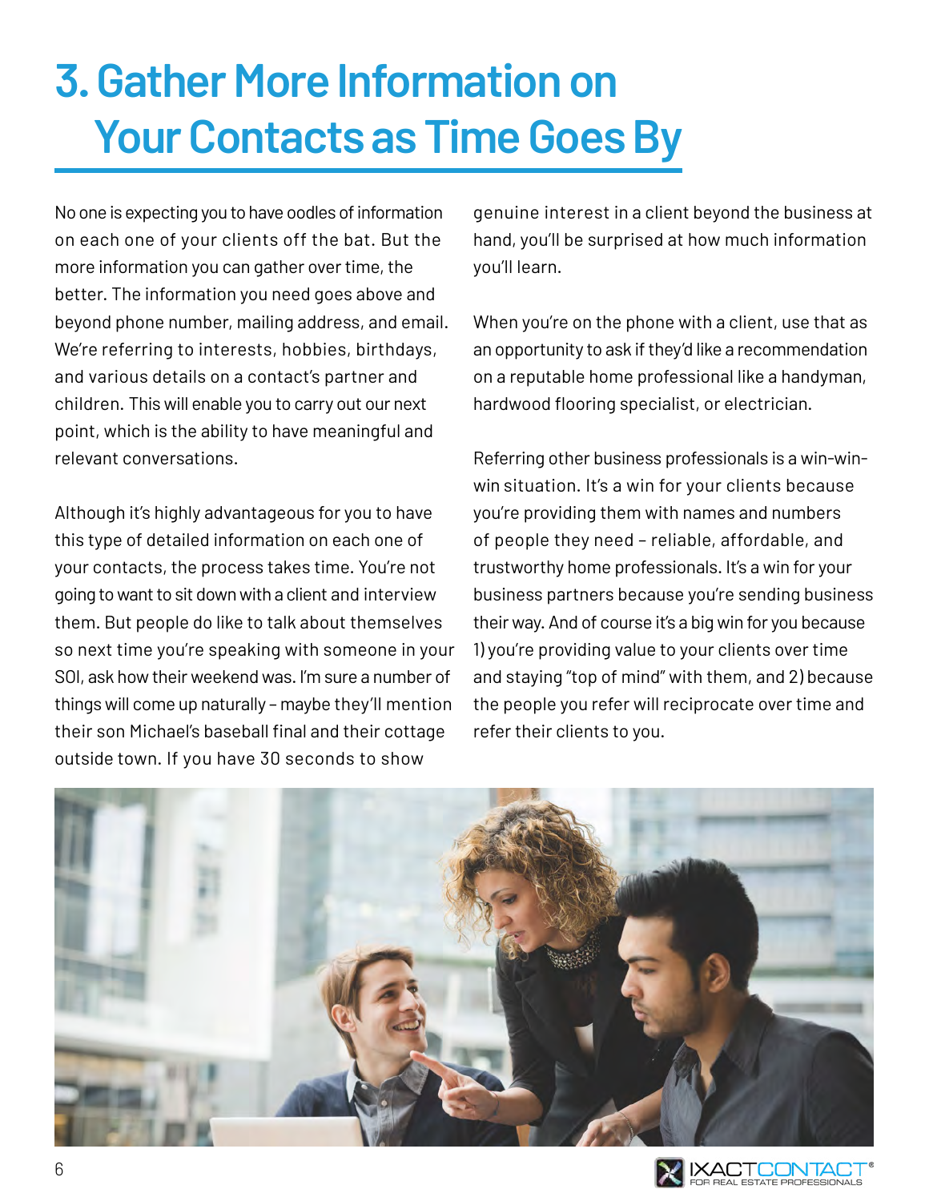# 3. Gather More Information on Your Contacts as Time Goes By

No one is expecting you to have oodles of information on each one of your clients off the bat. But the more information you can gather over time, the better. The information you need goes above and beyond phone number, mailing address, and email. We're referring to interests, hobbies, birthdays, and various details on a contact's partner and children. This will enable you to carry out our next point, which is the ability to have meaningful and relevant conversations.

Although it's highly advantageous for you to have this type of detailed information on each one of your contacts, the process takes time. You're not going to want to sit down with a client and interview them. But people do like to talk about themselves so next time you're speaking with someone in your SOI, ask how their weekend was. I'm sure a number of things will come up naturally – maybe they'll mention their son Michael's baseball final and their cottage outside town. If you have 30 seconds to show genuine interest in a client beyond the business at hand, you'll be surprised at how much information you'll learn.

When you're on the phone with a client, use that as an opportunity to ask if they'd like a recommendation on a reputable home professional like a handyman, hardwood flooring specialist, or electrician.

Referring other business professionals is a win-win-win situation. It's a win for your clients because you're providing them with names and numbers of people they need – reliable, affordable, and trustworthy home professionals. It's a win for your business partners because you're sending business their way. And of course it's a big win for you because 1) you're providing value to your clients over time and staying "top of mind" with them, and 2) because the people you refer will reciprocate over time and refer their clients to you.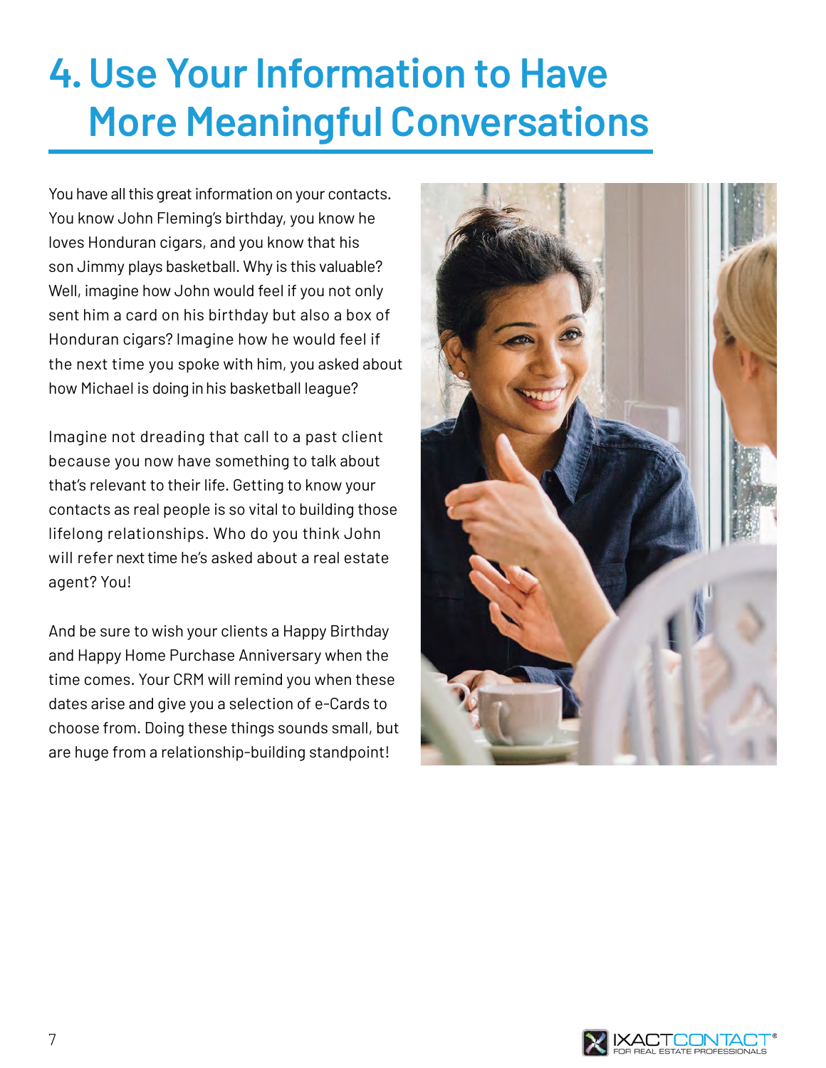# 4. Use Your Information to Have More Meaningful Conversations

You have all this great information on your contacts. You know John Fleming's birthday, you know he loves Honduran cigars, and you know that his son Jimmy plays basketball. Why is this valuable? Well, imagine how John would feel if you not only sent him a card on his birthday but also a box of Honduran cigars? Imagine how he would feel if the next time you spoke with him, you asked about how Michael is doing in his basketball league?

Imagine not dreading that call to a past client because you now have something to talk about that's relevant to their life. Getting to know your contacts as real people is so vital to building those lifelong relationships. Who do you think John will refer next time he's asked about a real estate agent? You!

And be sure to wish your clients a Happy Birthday and Happy Home Purchase Anniversary when the time comes. Your CRM will remind you when these dates arise and give you a selection of e-Cards to choose from. Doing these things sounds small, but are huge from a relationship-building standpoint!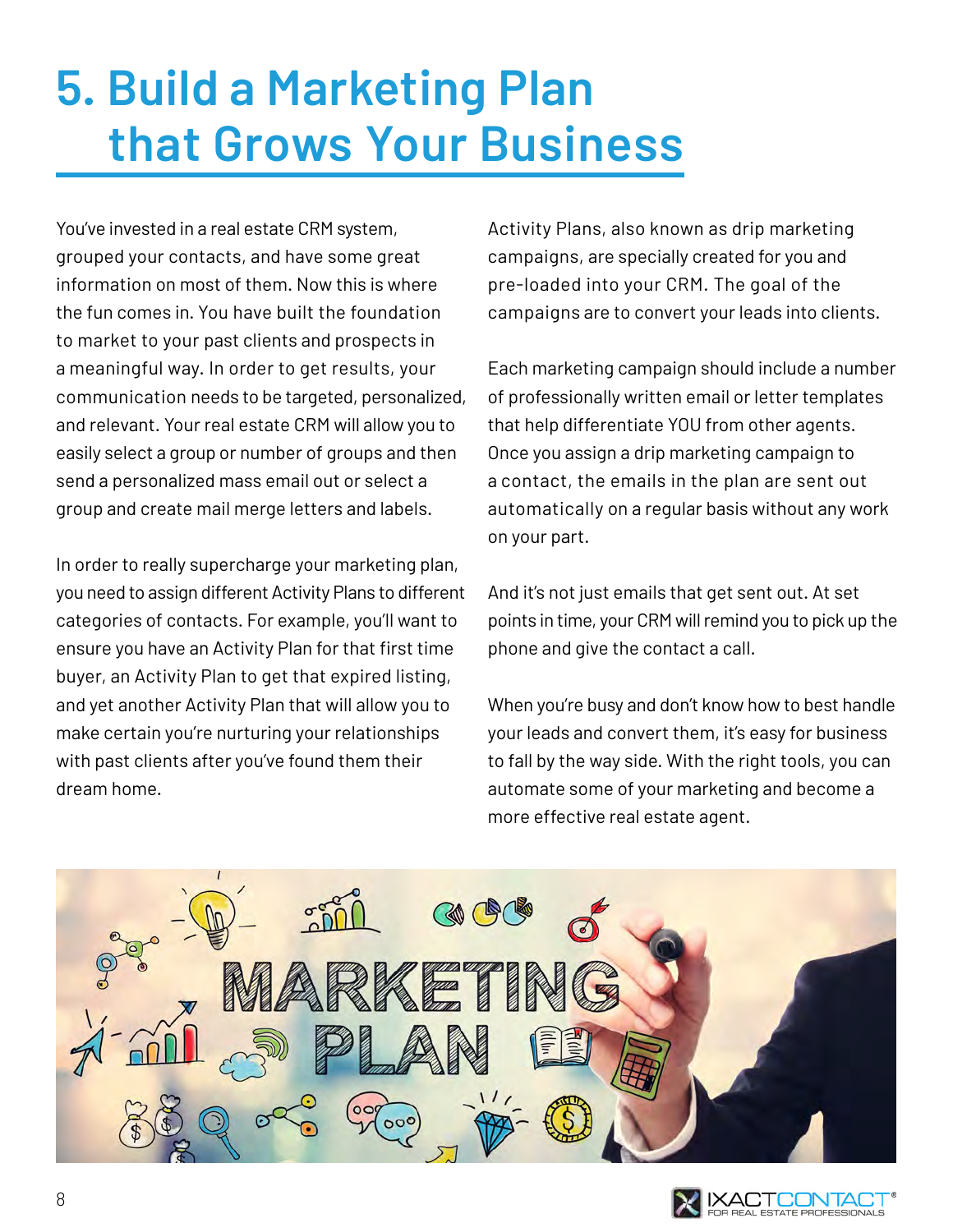# 5. Build a Marketing Plan that Grows Your Business

You've invested in a real estate CRM system, grouped your contacts, and have some great information on most of them. Now this is where the fun comes in. You have built the foundation to market to your past clients and prospects in a meaningful way. In order to get results, your communication needs to be targeted, personalized, and relevant. Your real estate CRM will allow you to easily select a group or number of groups and then send a personalized mass email out or select a group and create mail merge letters and labels.

In order to really supercharge your marketing plan, you need to assign different Activity Plans to different categories of contacts. For example, you'll want to ensure you have an Activity Plan for that first time buyer, an Activity Plan to get that expired listing, and yet another Activity Plan that will allow you to make certain you're nurturing your relationships with past clients after you've found them their dream home.

Activity Plans, also known as drip marketing campaigns, are specially created for you and pre-loaded into your CRM. The goal of the campaigns are to convert your leads into clients.

Each marketing campaign should include a number of professionally written email or letter templates that help differentiate YOU from other agents. Once you assign a drip marketing campaign to a contact, the emails in the plan are sent out automatically on a regular basis without any work on your part.

And it's not just emails that get sent out. At set points in time, your CRM will remind you to pick up the phone and give the contact a call.

When you're busy and don't know how to best handle your leads and convert them, it's easy for business to fall by the way side. With the right tools, you can automate some of your marketing and become a more effective real estate agent.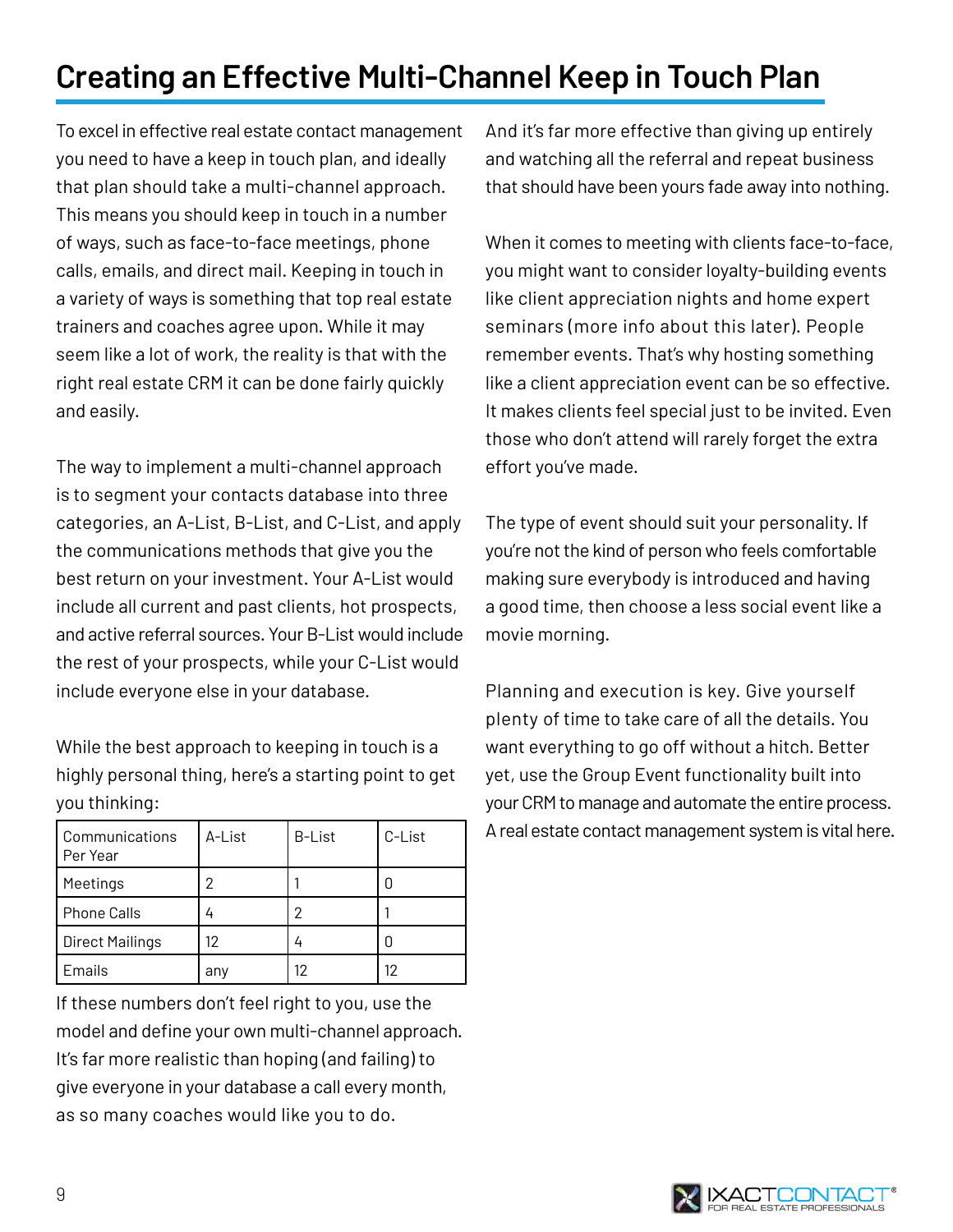# Creating an Effective Multi-Channel Keep in Touch Plan

To excel in effective real estate contact management you need to have a keep in touch plan, and ideally that plan should take a multi-channel approach. This means you should keep in touch in a number of ways, such as face-to-face meetings, phone calls, emails, and direct mail. Keeping in touch in a variety of ways is something that top real estate trainers and coaches agree upon. While it may seem like a lot of work, the reality is that with the right real estate CRM it can be done fairly quickly and easily.

The way to implement a multi-channel approach is to segment your contacts database into three categories, an A-List, B-List, and C-List, and apply the communications methods that give you the best return on your investment. Your A-List would include all current and past clients, hot prospects, and active referral sources. Your B-List would include the rest of your prospects, while your C-List would include everyone else in your database.

While the best approach to keeping in touch is a highly personal thing, here's a starting point to get you thinking:

| Communications Per Year | A-List | B-List | C-List |
| --- | --- | --- | --- |
| Meetings | 2 | 1 | 0 |
| Phone Calls | 4 | 2 | 1 |
| Direct Mailings | 12 | 4 | 0 |
| Emails | any | 12 | 12 |

If these numbers don't feel right to you, use the model and define your own multi-channel approach. It's far more realistic than hoping (and failing) to give everyone in your database a call every month, as so many coaches would like you to do. And it's far more effective than giving up entirely and watching all the referral and repeat business that should have been yours fade away into nothing.

When it comes to meeting with clients face-to-face, you might want to consider loyalty-building events like client appreciation nights and home expert seminars (more info about this later). People remember events. That's why hosting something like a client appreciation event can be so effective. It makes clients feel special just to be invited. Even those who don't attend will rarely forget the extra effort you've made.

The type of event should suit your personality. If you're not the kind of person who feels comfortable making sure everybody is introduced and having a good time, then choose a less social event like a movie morning.

Planning and execution is key. Give yourself plenty of time to take care of all the details. You want everything to go off without a hitch. Better yet, use the Group Event functionality built into your CRM to manage and automate the entire process. A real estate contact management system is vital here.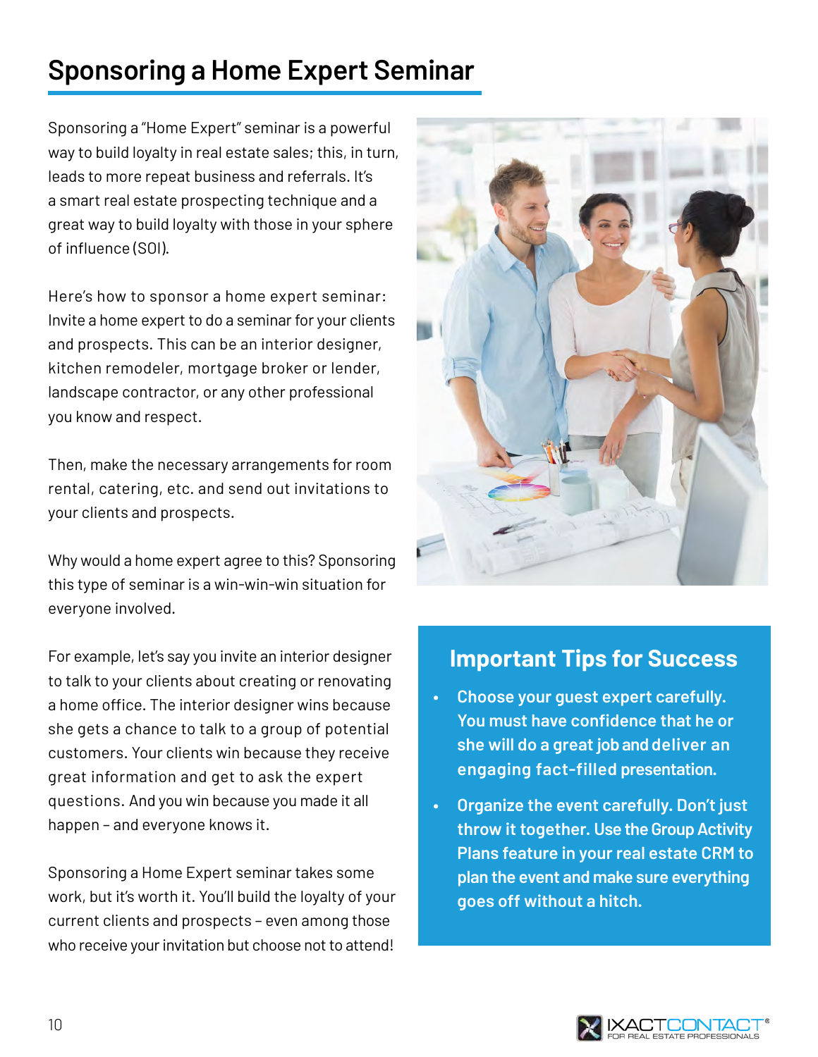# Sponsoring a Home Expert Seminar

Sponsoring a "Home Expert" seminar is a powerful way to build loyalty in real estate sales; this, in turn, leads to more repeat business and referrals. It's a smart real estate prospecting technique and a great way to build loyalty with those in your sphere of influence (SOI).

Here's how to sponsor a home expert seminar: Invite a home expert to do a seminar for your clients and prospects. This can be an interior designer, kitchen remodeler, mortgage broker or lender, landscape contractor, or any other professional you know and respect.

Then, make the necessary arrangements for room rental, catering, etc. and send out invitations to your clients and prospects.

Why would a home expert agree to this? Sponsoring this type of seminar is a win-win-win situation for everyone involved.

For example, let's say you invite an interior designer to talk to your clients about creating or renovating a home office. The interior designer wins because she gets a chance to talk to a group of potential customers. Your clients win because they receive great information and get to ask the expert questions. And you win because you made it all happen – and everyone knows it.

Sponsoring a Home Expert seminar takes some work, but it's worth it. You'll build the loyalty of your current clients and prospects – even among those who receive your invitation but choose not to attend!

## Important Tips for Success

- **Choose your guest expert carefully. You must have confidence that he or she will do a great job and deliver an engaging fact-filled presentation.**
- **Organize the event carefully. Don't just throw it together. Use the Group Activity Plans feature in your real estate CRM to plan the event and make sure everything goes off without a hitch.**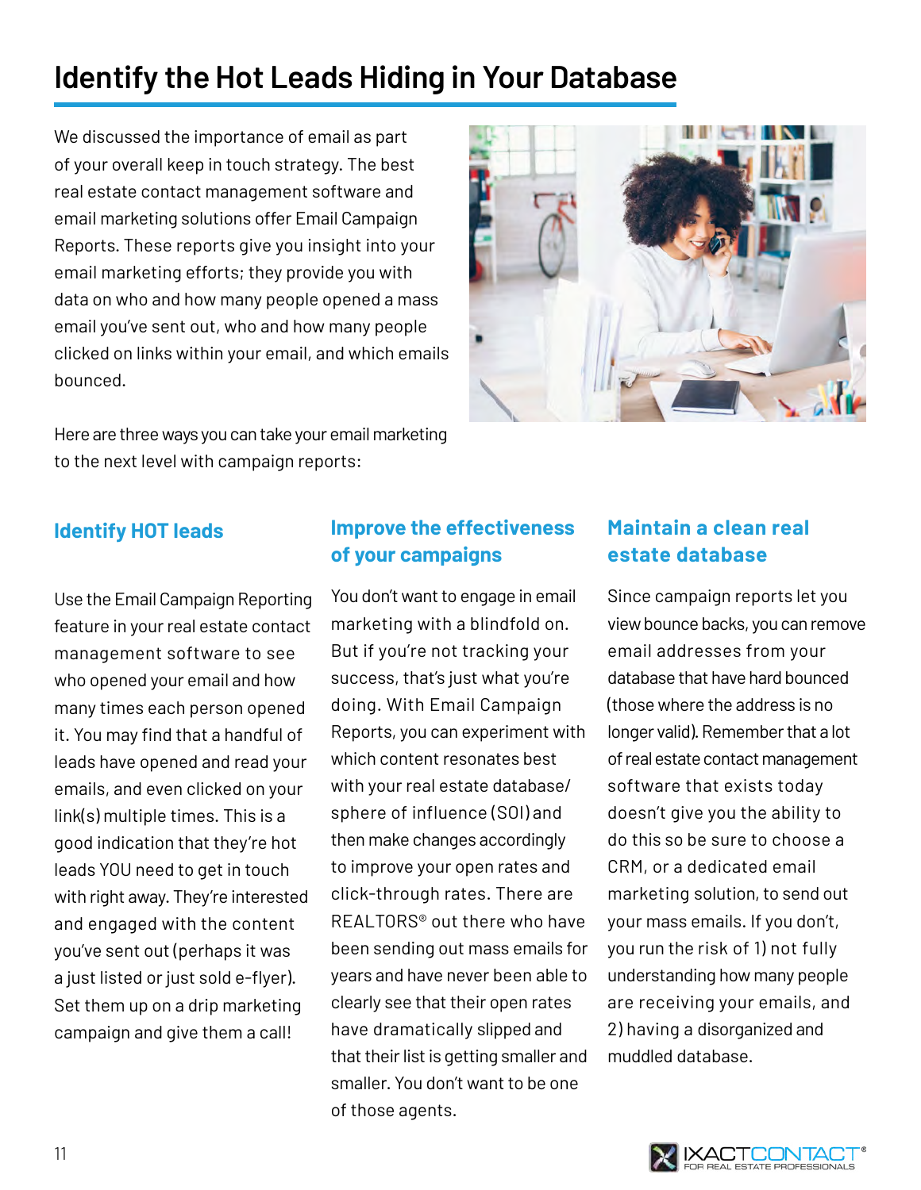# Identify the Hot Leads Hiding in Your Database

We discussed the importance of email as part of your overall keep in touch strategy. The best real estate contact management software and email marketing solutions offer Email Campaign Reports. These reports give you insight into your email marketing efforts; they provide you with data on who and how many people opened a mass email you've sent out, who and how many people clicked on links within your email, and which emails bounced.

Here are three ways you can take your email marketing to the next level with campaign reports:

## Identify HOT leads

Use the Email Campaign Reporting feature in your real estate contact management software to see who opened your email and how many times each person opened it. You may find that a handful of leads have opened and read your emails, and even clicked on your link(s) multiple times. This is a good indication that they're hot leads YOU need to get in touch with right away. They're interested and engaged with the content you've sent out (perhaps it was a just listed or just sold e-flyer). Set them up on a drip marketing campaign and give them a call!

## Improve the effectiveness of your campaigns

You don't want to engage in email marketing with a blindfold on. But if you're not tracking your success, that's just what you're doing. With Email Campaign Reports, you can experiment with which content resonates best with your real estate database/ sphere of influence (SOI) and then make changes accordingly to improve your open rates and click-through rates. There are REALTORS® out there who have been sending out mass emails for years and have never been able to clearly see that their open rates have dramatically slipped and that their list is getting smaller and smaller. You don't want to be one of those agents.

## Maintain a clean real estate database

Since campaign reports let you view bounce backs, you can remove email addresses from your database that have hard bounced (those where the address is no longer valid). Remember that a lot of real estate contact management software that exists today doesn't give you the ability to do this so be sure to choose a CRM, or a dedicated email marketing solution, to send out your mass emails. If you don't, you run the risk of 1) not fully understanding how many people are receiving your emails, and 2) having a disorganized and muddled database.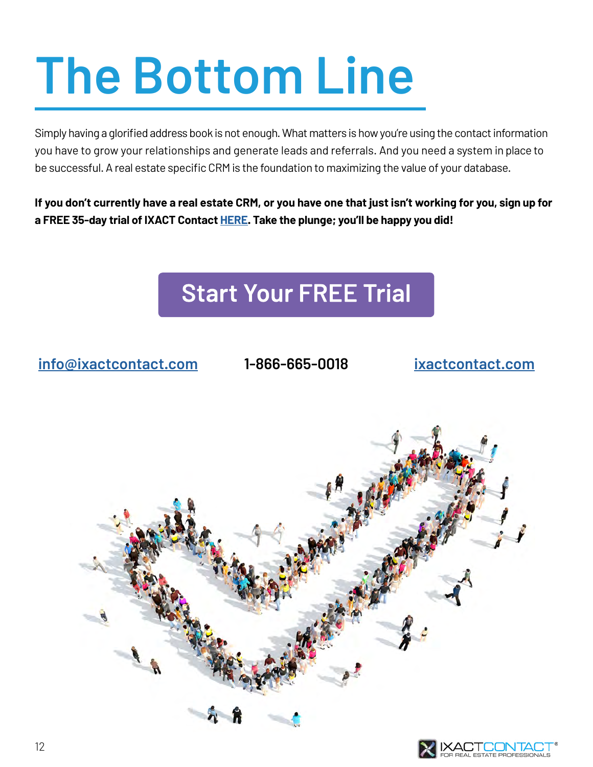# The Bottom Line

Simply having a glorified address book is not enough. What matters is how you're using the contact information you have to grow your relationships and generate leads and referrals. And you need a system in place to be successful. A real estate specific CRM is the foundation to maximizing the value of your database.

**If you don't currently have a real estate CRM, or you have one that just isn't working for you, sign up for a FREE 35-day trial of IXACT Contact HERE. Take the plunge; you'll be happy you did!**

Start Your FREE Trial

info@ixactcontact.com    1-866-665-0018    ixactcontact.com